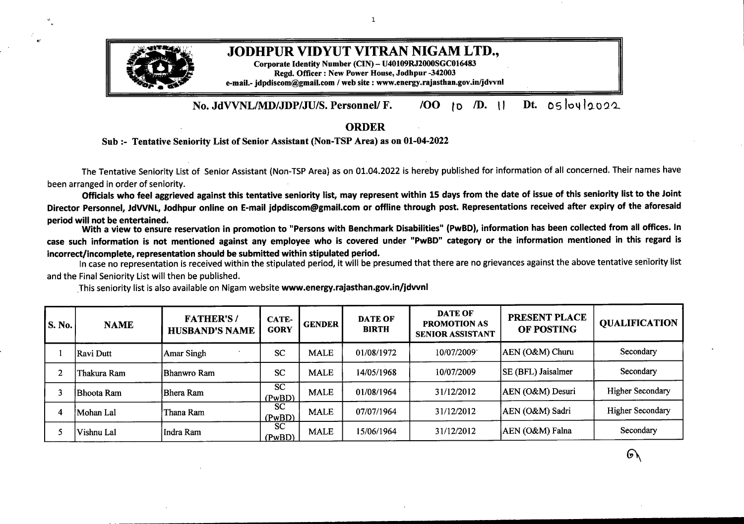# JODHPUR VIDYUT VITRAN NIGAM LTD.,

**Corporate Identity Number (CIN) – U40109RJ2000SGC016483**
**Regd. Officer : New Power House, Jodhpur -342003**
**e-mail.- jdpdiscom@gmail.com / web site : www.energy.rajasthan.gov.in/jdvvnl**

**No. JdVVNL/MD/JDP/JU/S. Personnel/ F. /OO 10 /D. 11 Dt. 05/04/2022**

## ORDER

**Sub :- Tentative Seniority List of Senior Assistant (Non-TSP Area) as on 01-04-2022**

The Tentative Seniority List of Senior Assistant (Non-TSP Area) as on 01.04.2022 is hereby published for information of all concerned. Their names have been arranged in order of seniority.

**Officials who feel aggrieved against this tentative seniority list, may represent within 15 days from the date of issue of this seniority list to the Joint Director Personnel, JdVVNL, Jodhpur online on E-mail jdpdiscom@gmail.com or offline through post. Representations received after expiry of the aforesaid period will not be entertained.**

**With a view to ensure reservation in promotion to "Persons with Benchmark Disabilities" (PwBD), information has been collected from all offices. In case such information is not mentioned against any employee who is covered under "PwBD" category or the information mentioned in this regard is incorrect/incomplete, representation should be submitted within stipulated period.**

In case no representation is received within the stipulated period, it will be presumed that there are no grievances against the above tentative seniority list and the Final Seniority List will then be published.

This seniority list is also available on Nigam website **www.energy.rajasthan.gov.in/jdvvnl**

| S. No. | NAME | FATHER'S / HUSBAND'S NAME | CATE-GORY | GENDER | DATE OF BIRTH | DATE OF PROMOTION AS SENIOR ASSISTANT | PRESENT PLACE OF POSTING | QUALIFICATION |
|---|---|---|---|---|---|---|---|---|
| 1 | Ravi Dutt | Amar Singh | SC | MALE | 01/08/1972 | 10/07/2009 | AEN (O&M) Churu | Secondary |
| 2 | Thakura Ram | Bhanwro Ram | SC | MALE | 14/05/1968 | 10/07/2009 | SE (BFL) Jaisalmer | Secondary |
| 3 | Bhoota Ram | Bhera Ram | SC (PwBD) | MALE | 01/08/1964 | 31/12/2012 | AEN (O&M) Desuri | Higher Secondary |
| 4 | Mohan Lal | Thana Ram | SC (PwBD) | MALE | 07/07/1964 | 31/12/2012 | AEN (O&M) Sadri | Higher Secondary |
| 5 | Vishnu Lal | Indra Ram | SC (PwBD) | MALE | 15/06/1964 | 31/12/2012 | AEN (O&M) Falna | Secondary |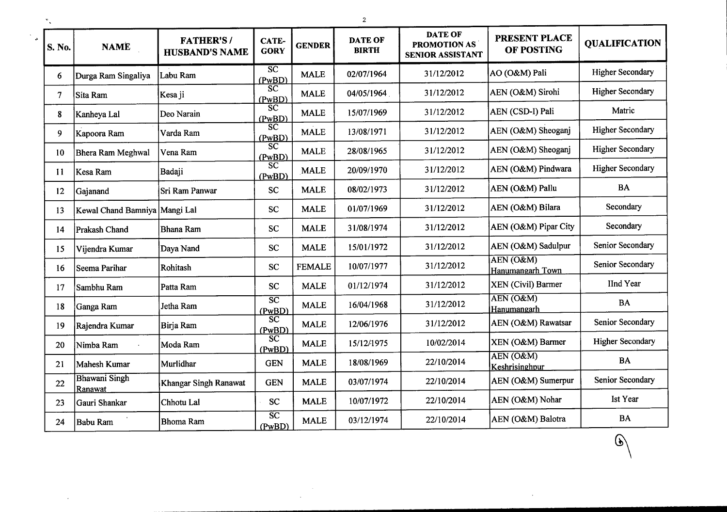| S. No. | NAME | FATHER'S / HUSBAND'S NAME | CATE-GORY | GENDER | DATE OF BIRTH | DATE OF PROMOTION AS SENIOR ASSISTANT | PRESENT PLACE OF POSTING | QUALIFICATION |
|---|---|---|---|---|---|---|---|---|
| 6 | Durga Ram Singaliya | Labu Ram | SC (PwBD) | MALE | 02/07/1964 | 31/12/2012 | AO (O&M) Pali | Higher Secondary |
| 7 | Sita Ram | Kesa ji | SC (PwBD) | MALE | 04/05/1964 | 31/12/2012 | AEN (O&M) Sirohi | Higher Secondary |
| 8 | Kanheya Lal | Deo Narain | SC (PwBD) | MALE | 15/07/1969 | 31/12/2012 | AEN (CSD-I) Pali | Matric |
| 9 | Kapoora Ram | Varda Ram | SC (PwBD) | MALE | 13/08/1971 | 31/12/2012 | AEN (O&M) Sheoganj | Higher Secondary |
| 10 | Bhera Ram Meghwal | Vena Ram | SC (PwBD) | MALE | 28/08/1965 | 31/12/2012 | AEN (O&M) Sheoganj | Higher Secondary |
| 11 | Kesa Ram | Badaji | SC (PwBD) | MALE | 20/09/1970 | 31/12/2012 | AEN (O&M) Pindwara | Higher Secondary |
| 12 | Gajanand | Sri Ram Panwar | SC | MALE | 08/02/1973 | 31/12/2012 | AEN (O&M) Pallu | BA |
| 13 | Kewal Chand Bamniya | Mangi Lal | SC | MALE | 01/07/1969 | 31/12/2012 | AEN (O&M) Bilara | Secondary |
| 14 | Prakash Chand | Bhana Ram | SC | MALE | 31/08/1974 | 31/12/2012 | AEN (O&M) Pipar City | Secondary |
| 15 | Vijendra Kumar | Daya Nand | SC | MALE | 15/01/1972 | 31/12/2012 | AEN (O&M) Sadulpur | Senior Secondary |
| 16 | Seema Parihar | Rohitash | SC | FEMALE | 10/07/1977 | 31/12/2012 | AEN (O&M) Hanumangarh Town | Senior Secondary |
| 17 | Sambhu Ram | Patta Ram | SC | MALE | 01/12/1974 | 31/12/2012 | XEN (Civil) Barmer | IInd Year |
| 18 | Ganga Ram | Jetha Ram | SC (PwBD) | MALE | 16/04/1968 | 31/12/2012 | AEN (O&M) Hanumangarh | BA |
| 19 | Rajendra Kumar | Birja Ram | SC (PwBD) | MALE | 12/06/1976 | 31/12/2012 | AEN (O&M) Rawatsar | Senior Secondary |
| 20 | Nimba Ram | Moda Ram | SC (PwBD) | MALE | 15/12/1975 | 10/02/2014 | XEN (O&M) Barmer | Higher Secondary |
| 21 | Mahesh Kumar | Murlidhar | GEN | MALE | 18/08/1969 | 22/10/2014 | AEN (O&M) Keshrisinghpur | BA |
| 22 | Bhawani Singh Ranawat | Khangar Singh Ranawat | GEN | MALE | 03/07/1974 | 22/10/2014 | AEN (O&M) Sumerpur | Senior Secondary |
| 23 | Gauri Shankar | Chhotu Lal | SC | MALE | 10/07/1972 | 22/10/2014 | AEN (O&M) Nohar | Ist Year |
| 24 | Babu Ram | Bhoma Ram | SC (PwBD) | MALE | 03/12/1974 | 22/10/2014 | AEN (O&M) Balotra | BA |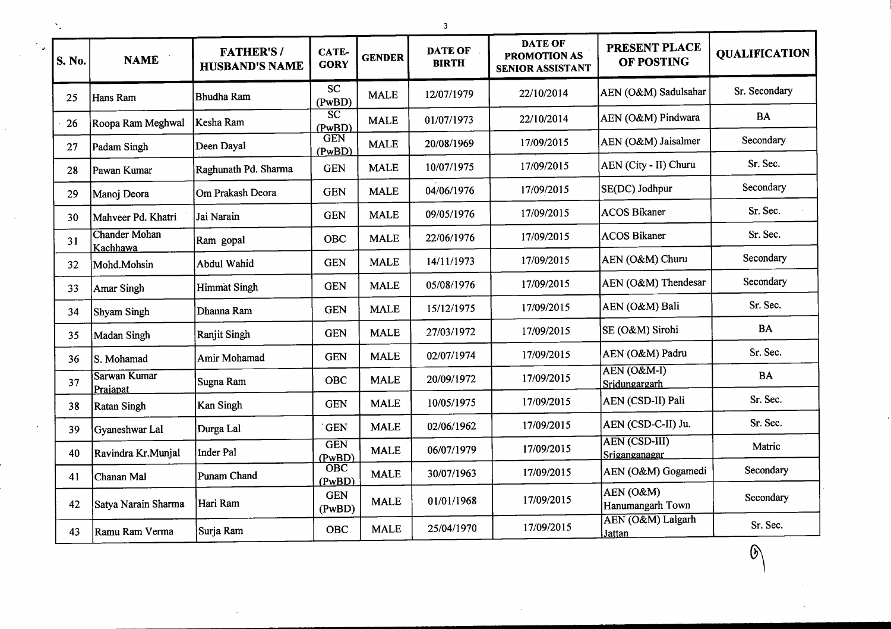| S. No. | NAME | FATHER'S / HUSBAND'S NAME | CATE-GORY | GENDER | DATE OF BIRTH | DATE OF PROMOTION AS SENIOR ASSISTANT | PRESENT PLACE OF POSTING | QUALIFICATION |
|---|---|---|---|---|---|---|---|---|
| 25 | Hans Ram | Bhudha Ram | SC (PwBD) | MALE | 12/07/1979 | 22/10/2014 | AEN (O&M) Sadulsahar | Sr. Secondary |
| 26 | Roopa Ram Meghwal | Kesha Ram | SC (PwBD) | MALE | 01/07/1973 | 22/10/2014 | AEN (O&M) Pindwara | BA |
| 27 | Padam Singh | Deen Dayal | GEN (PwBD) | MALE | 20/08/1969 | 17/09/2015 | AEN (O&M) Jaisalmer | Secondary |
| 28 | Pawan Kumar | Raghunath Pd. Sharma | GEN | MALE | 10/07/1975 | 17/09/2015 | AEN (City - II) Churu | Sr. Sec. |
| 29 | Manoj Deora | Om Prakash Deora | GEN | MALE | 04/06/1976 | 17/09/2015 | SE(DC) Jodhpur | Secondary |
| 30 | Mahveer Pd. Khatri | Jai Narain | GEN | MALE | 09/05/1976 | 17/09/2015 | ACOS Bikaner | Sr. Sec. |
| 31 | Chander Mohan Kachhawa | Ram gopal | OBC | MALE | 22/06/1976 | 17/09/2015 | ACOS Bikaner | Sr. Sec. |
| 32 | Mohd.Mohsin | Abdul Wahid | GEN | MALE | 14/11/1973 | 17/09/2015 | AEN (O&M) Churu | Secondary |
| 33 | Amar Singh | Himmat Singh | GEN | MALE | 05/08/1976 | 17/09/2015 | AEN (O&M) Thendesar | Secondary |
| 34 | Shyam Singh | Dhanna Ram | GEN | MALE | 15/12/1975 | 17/09/2015 | AEN (O&M) Bali | Sr. Sec. |
| 35 | Madan Singh | Ranjit Singh | GEN | MALE | 27/03/1972 | 17/09/2015 | SE (O&M) Sirohi | BA |
| 36 | S. Mohamad | Amir Mohamad | GEN | MALE | 02/07/1974 | 17/09/2015 | AEN (O&M) Padru | Sr. Sec. |
| 37 | Sarwan Kumar Prajapat | Sugna Ram | OBC | MALE | 20/09/1972 | 17/09/2015 | AEN (O&M-I) Sridungargarh | BA |
| 38 | Ratan Singh | Kan Singh | GEN | MALE | 10/05/1975 | 17/09/2015 | AEN (CSD-II) Pali | Sr. Sec. |
| 39 | Gyaneshwar Lal | Durga Lal | GEN | MALE | 02/06/1962 | 17/09/2015 | AEN (CSD-C-II) Ju. | Sr. Sec. |
| 40 | Ravindra Kr.Munjal | Inder Pal | GEN (PwBD) | MALE | 06/07/1979 | 17/09/2015 | AEN (CSD-III) Sriganganagar | Matric |
| 41 | Chanan Mal | Punam Chand | OBC (PwBD) | MALE | 30/07/1963 | 17/09/2015 | AEN (O&M) Gogamedi | Secondary |
| 42 | Satya Narain Sharma | Hari Ram | GEN (PwBD) | MALE | 01/01/1968 | 17/09/2015 | AEN (O&M) Hanumangarh Town | Secondary |
| 43 | Ramu Ram Verma | Surja Ram | OBC | MALE | 25/04/1970 | 17/09/2015 | AEN (O&M) Lalgarh Jattan | Sr. Sec. |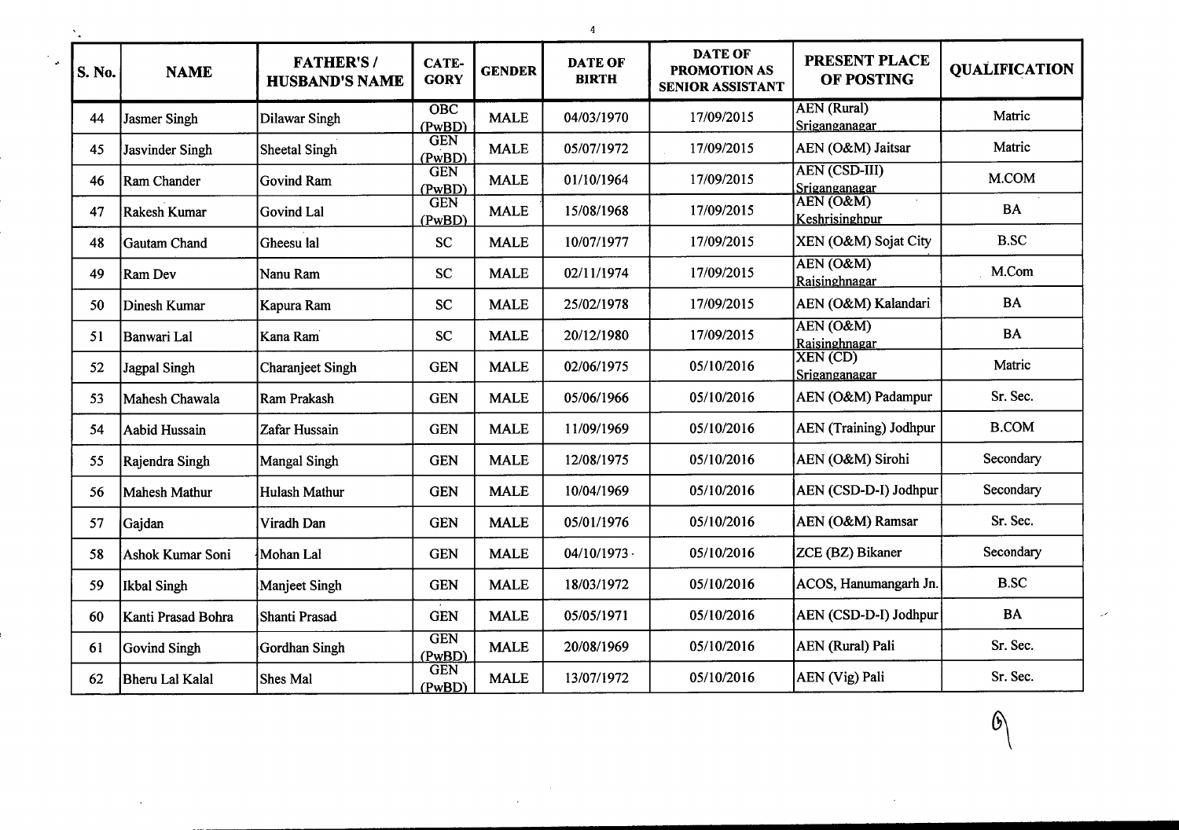| S. No. | NAME | FATHER'S / HUSBAND'S NAME | CATE-GORY | GENDER | DATE OF BIRTH | DATE OF PROMOTION AS SENIOR ASSISTANT | PRESENT PLACE OF POSTING | QUALIFICATION |
|---|---|---|---|---|---|---|---|---|
| 44 | Jasmer Singh | Dilawar Singh | OBC (PwBD) | MALE | 04/03/1970 | 17/09/2015 | AEN (Rural) Sriganganagar | Matric |
| 45 | Jasvinder Singh | Sheetal Singh | GEN (PwBD) | MALE | 05/07/1972 | 17/09/2015 | AEN (O&M) Jaitsar | Matric |
| 46 | Ram Chander | Govind Ram | GEN (PwBD) | MALE | 01/10/1964 | 17/09/2015 | AEN (CSD-III) Sriganganagar | M.COM |
| 47 | Rakesh Kumar | Govind Lal | GEN (PwBD) | MALE | 15/08/1968 | 17/09/2015 | AEN (O&M) Keshrisinghpur | BA |
| 48 | Gautam Chand | Gheesu lal | SC | MALE | 10/07/1977 | 17/09/2015 | XEN (O&M) Sojat City | B.SC |
| 49 | Ram Dev | Nanu Ram | SC | MALE | 02/11/1974 | 17/09/2015 | AEN (O&M) Raisinghnagar | M.Com |
| 50 | Dinesh Kumar | Kapura Ram | SC | MALE | 25/02/1978 | 17/09/2015 | AEN (O&M) Kalandari | BA |
| 51 | Banwari Lal | Kana Ram | SC | MALE | 20/12/1980 | 17/09/2015 | AEN (O&M) Raisinghnagar | BA |
| 52 | Jagpal Singh | Charanjeet Singh | GEN | MALE | 02/06/1975 | 05/10/2016 | XEN (CD) Sriganganagar | Matric |
| 53 | Mahesh Chawala | Ram Prakash | GEN | MALE | 05/06/1966 | 05/10/2016 | AEN (O&M) Padampur | Sr. Sec. |
| 54 | Aabid Hussain | Zafar Hussain | GEN | MALE | 11/09/1969 | 05/10/2016 | AEN (Training) Jodhpur | B.COM |
| 55 | Rajendra Singh | Mangal Singh | GEN | MALE | 12/08/1975 | 05/10/2016 | AEN (O&M) Sirohi | Secondary |
| 56 | Mahesh Mathur | Hulash Mathur | GEN | MALE | 10/04/1969 | 05/10/2016 | AEN (CSD-D-I) Jodhpur | Secondary |
| 57 | Gajdan | Viradh Dan | GEN | MALE | 05/01/1976 | 05/10/2016 | AEN (O&M) Ramsar | Sr. Sec. |
| 58 | Ashok Kumar Soni | Mohan Lal | GEN | MALE | 04/10/1973 | 05/10/2016 | ZCE (BZ) Bikaner | Secondary |
| 59 | Ikbal Singh | Manjeet Singh | GEN | MALE | 18/03/1972 | 05/10/2016 | ACOS, Hanumangarh Jn. | B.SC |
| 60 | Kanti Prasad Bohra | Shanti Prasad | GEN | MALE | 05/05/1971 | 05/10/2016 | AEN (CSD-D-I) Jodhpur | BA |
| 61 | Govind Singh | Gordhan Singh | GEN (PwBD) | MALE | 20/08/1969 | 05/10/2016 | AEN (Rural) Pali | Sr. Sec. |
| 62 | Bheru Lal Kalal | Shes Mal | GEN (PwBD) | MALE | 13/07/1972 | 05/10/2016 | AEN (Vig) Pali | Sr. Sec. |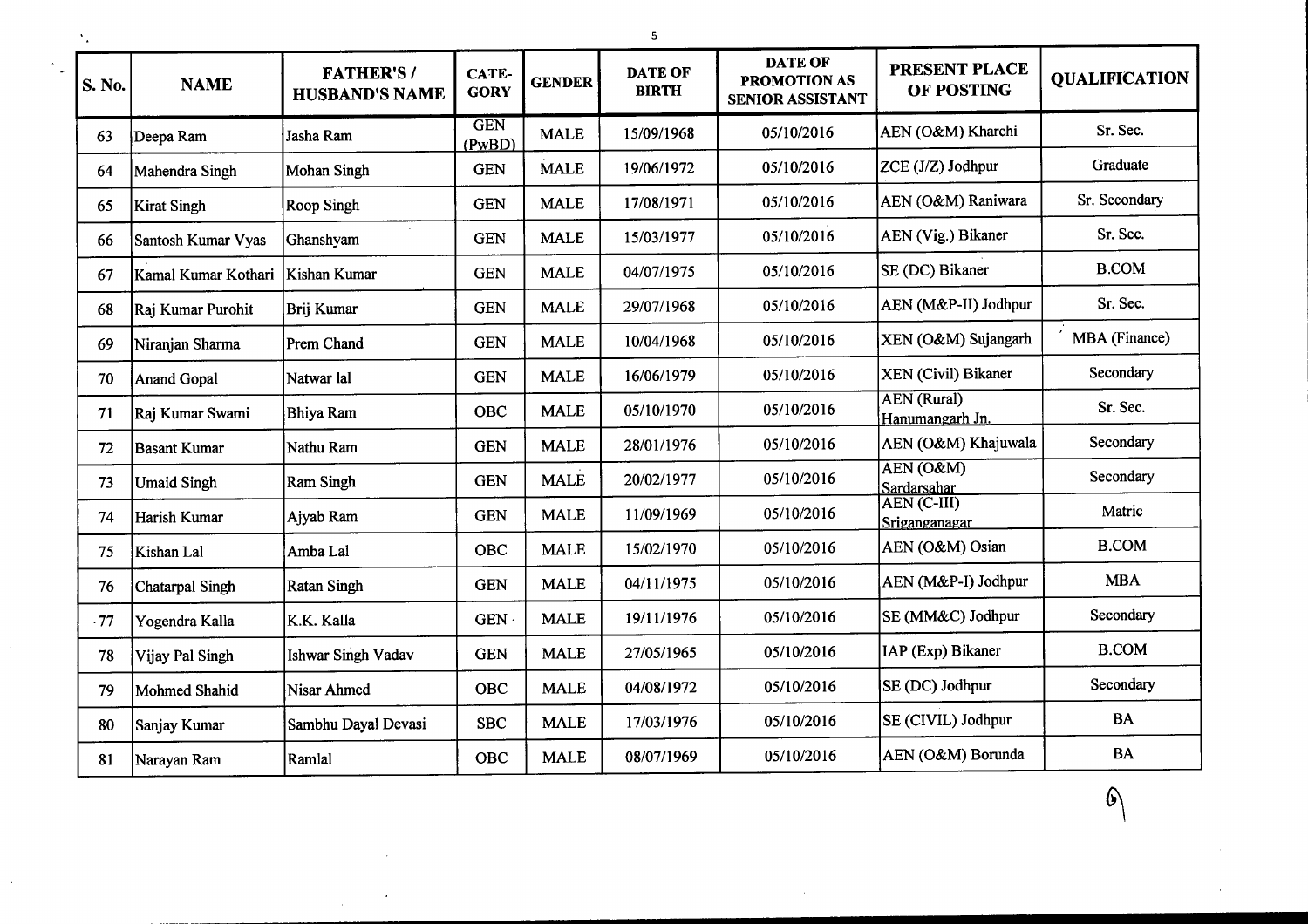| S. No. | NAME | FATHER'S / HUSBAND'S NAME | CATE-GORY | GENDER | DATE OF BIRTH | DATE OF PROMOTION AS SENIOR ASSISTANT | PRESENT PLACE OF POSTING | QUALIFICATION |
|---|---|---|---|---|---|---|---|---|
| 63 | Deepa Ram | Jasha Ram | GEN (PwBD) | MALE | 15/09/1968 | 05/10/2016 | AEN (O&M) Kharchi | Sr. Sec. |
| 64 | Mahendra Singh | Mohan Singh | GEN | MALE | 19/06/1972 | 05/10/2016 | ZCE (J/Z) Jodhpur | Graduate |
| 65 | Kirat Singh | Roop Singh | GEN | MALE | 17/08/1971 | 05/10/2016 | AEN (O&M) Raniwara | Sr. Secondary |
| 66 | Santosh Kumar Vyas | Ghanshyam | GEN | MALE | 15/03/1977 | 05/10/2016 | AEN (Vig.) Bikaner | Sr. Sec. |
| 67 | Kamal Kumar Kothari | Kishan Kumar | GEN | MALE | 04/07/1975 | 05/10/2016 | SE (DC) Bikaner | B.COM |
| 68 | Raj Kumar Purohit | Brij Kumar | GEN | MALE | 29/07/1968 | 05/10/2016 | AEN (M&P-II) Jodhpur | Sr. Sec. |
| 69 | Niranjan Sharma | Prem Chand | GEN | MALE | 10/04/1968 | 05/10/2016 | XEN (O&M) Sujangarh | MBA (Finance) |
| 70 | Anand Gopal | Natwar lal | GEN | MALE | 16/06/1979 | 05/10/2016 | XEN (Civil) Bikaner | Secondary |
| 71 | Raj Kumar Swami | Bhiya Ram | OBC | MALE | 05/10/1970 | 05/10/2016 | AEN (Rural) Hanumangarh Jn. | Sr. Sec. |
| 72 | Basant Kumar | Nathu Ram | GEN | MALE | 28/01/1976 | 05/10/2016 | AEN (O&M) Khajuwala | Secondary |
| 73 | Umaid Singh | Ram Singh | GEN | MALE | 20/02/1977 | 05/10/2016 | AEN (O&M) Sardarsahar | Secondary |
| 74 | Harish Kumar | Ajyab Ram | GEN | MALE | 11/09/1969 | 05/10/2016 | AEN (C-III) Sriganganagar | Matric |
| 75 | Kishan Lal | Amba Lal | OBC | MALE | 15/02/1970 | 05/10/2016 | AEN (O&M) Osian | B.COM |
| 76 | Chatarpal Singh | Ratan Singh | GEN | MALE | 04/11/1975 | 05/10/2016 | AEN (M&P-I) Jodhpur | MBA |
| 77 | Yogendra Kalla | K.K. Kalla | GEN | MALE | 19/11/1976 | 05/10/2016 | SE (MM&C) Jodhpur | Secondary |
| 78 | Vijay Pal Singh | Ishwar Singh Vadav | GEN | MALE | 27/05/1965 | 05/10/2016 | IAP (Exp) Bikaner | B.COM |
| 79 | Mohmed Shahid | Nisar Ahmed | OBC | MALE | 04/08/1972 | 05/10/2016 | SE (DC) Jodhpur | Secondary |
| 80 | Sanjay Kumar | Sambhu Dayal Devasi | SBC | MALE | 17/03/1976 | 05/10/2016 | SE (CIVIL) Jodhpur | BA |
| 81 | Narayan Ram | Ramlal | OBC | MALE | 08/07/1969 | 05/10/2016 | AEN (O&M) Borunda | BA |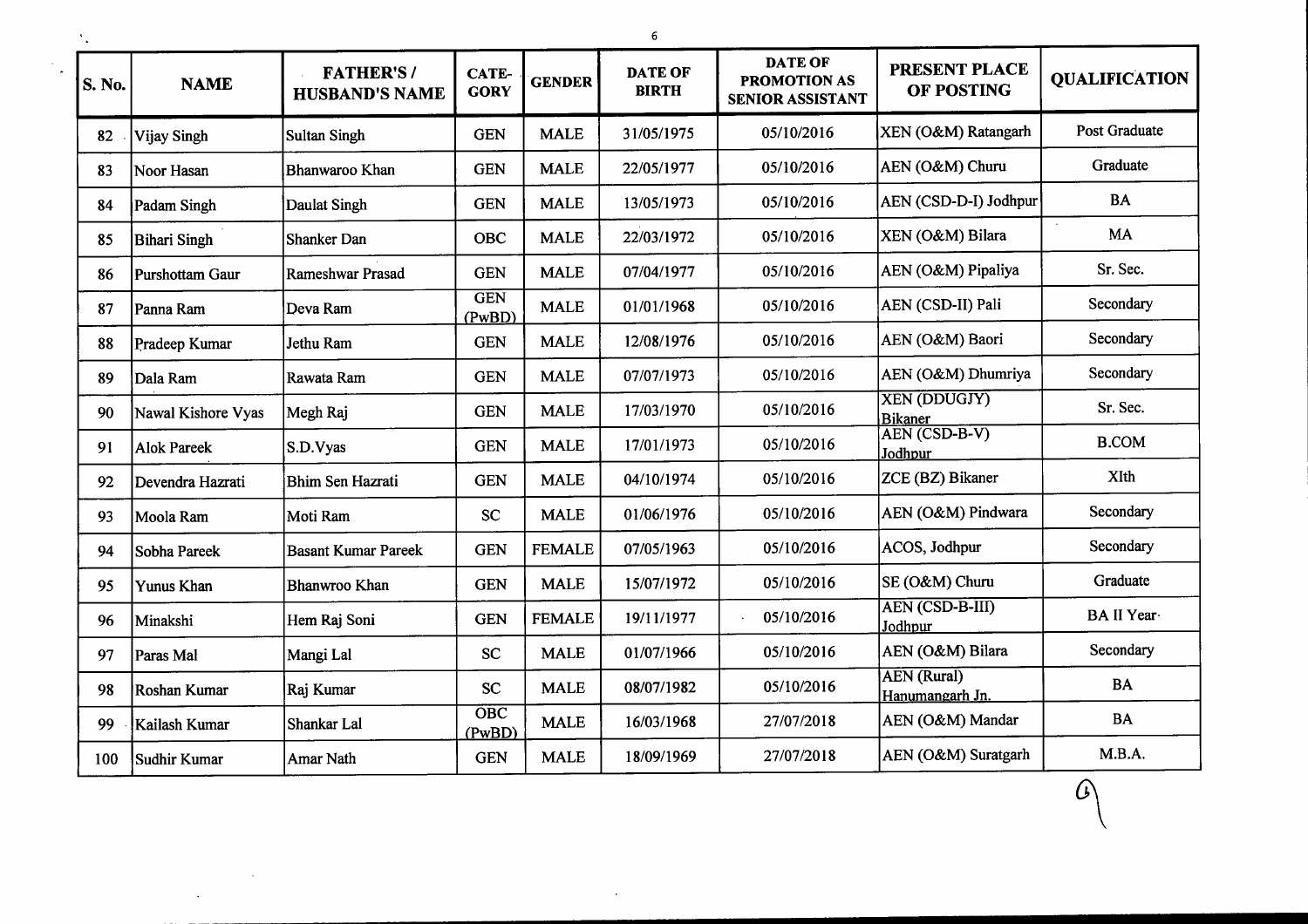| S. No. | NAME | FATHER'S / HUSBAND'S NAME | CATE-GORY | GENDER | DATE OF BIRTH | DATE OF PROMOTION AS SENIOR ASSISTANT | PRESENT PLACE OF POSTING | QUALIFICATION |
|---|---|---|---|---|---|---|---|---|
| 82 | Vijay Singh | Sultan Singh | GEN | MALE | 31/05/1975 | 05/10/2016 | XEN (O&M) Ratangarh | Post Graduate |
| 83 | Noor Hasan | Bhanwaroo Khan | GEN | MALE | 22/05/1977 | 05/10/2016 | AEN (O&M) Churu | Graduate |
| 84 | Padam Singh | Daulat Singh | GEN | MALE | 13/05/1973 | 05/10/2016 | AEN (CSD-D-I) Jodhpur | BA |
| 85 | Bihari Singh | Shanker Dan | OBC | MALE | 22/03/1972 | 05/10/2016 | XEN (O&M) Bilara | MA |
| 86 | Purshottam Gaur | Rameshwar Prasad | GEN | MALE | 07/04/1977 | 05/10/2016 | AEN (O&M) Pipaliya | Sr. Sec. |
| 87 | Panna Ram | Deva Ram | GEN (PwBD) | MALE | 01/01/1968 | 05/10/2016 | AEN (CSD-II) Pali | Secondary |
| 88 | Pradeep Kumar | Jethu Ram | GEN | MALE | 12/08/1976 | 05/10/2016 | AEN (O&M) Baori | Secondary |
| 89 | Dala Ram | Rawata Ram | GEN | MALE | 07/07/1973 | 05/10/2016 | AEN (O&M) Dhumriya | Secondary |
| 90 | Nawal Kishore Vyas | Megh Raj | GEN | MALE | 17/03/1970 | 05/10/2016 | XEN (DDUGJY) Bikaner | Sr. Sec. |
| 91 | Alok Pareek | S.D.Vyas | GEN | MALE | 17/01/1973 | 05/10/2016 | AEN (CSD-B-V) Jodhpur | B.COM |
| 92 | Devendra Hazrati | Bhim Sen Hazrati | GEN | MALE | 04/10/1974 | 05/10/2016 | ZCE (BZ) Bikaner | XIth |
| 93 | Moola Ram | Moti Ram | SC | MALE | 01/06/1976 | 05/10/2016 | AEN (O&M) Pindwara | Secondary |
| 94 | Sobha Pareek | Basant Kumar Pareek | GEN | FEMALE | 07/05/1963 | 05/10/2016 | ACOS, Jodhpur | Secondary |
| 95 | Yunus Khan | Bhanwroo Khan | GEN | MALE | 15/07/1972 | 05/10/2016 | SE (O&M) Churu | Graduate |
| 96 | Minakshi | Hem Raj Soni | GEN | FEMALE | 19/11/1977 | 05/10/2016 | AEN (CSD-B-III) Jodhpur | BA II Year |
| 97 | Paras Mal | Mangi Lal | SC | MALE | 01/07/1966 | 05/10/2016 | AEN (O&M) Bilara | Secondary |
| 98 | Roshan Kumar | Raj Kumar | SC | MALE | 08/07/1982 | 05/10/2016 | AEN (Rural) Hanumangarh Jn. | BA |
| 99 | Kailash Kumar | Shankar Lal | OBC (PwBD) | MALE | 16/03/1968 | 27/07/2018 | AEN (O&M) Mandar | BA |
| 100 | Sudhir Kumar | Amar Nath | GEN | MALE | 18/09/1969 | 27/07/2018 | AEN (O&M) Suratgarh | M.B.A. |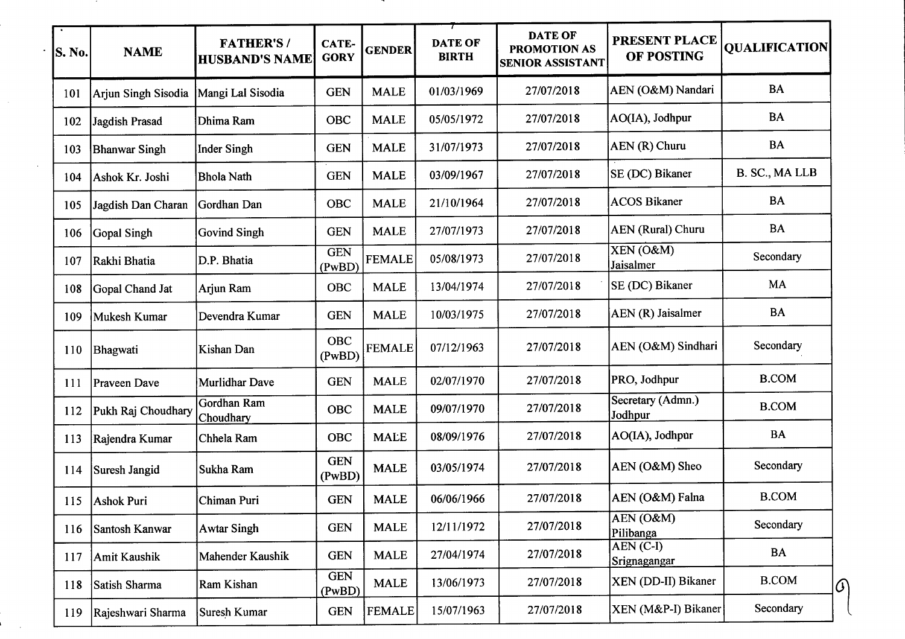| S. No. | NAME | FATHER'S / HUSBAND'S NAME | CATE-GORY | GENDER | DATE OF BIRTH | DATE OF PROMOTION AS SENIOR ASSISTANT | PRESENT PLACE OF POSTING | QUALIFICATION |
|---|---|---|---|---|---|---|---|---|
| 101 | Arjun Singh Sisodia | Mangi Lal Sisodia | GEN | MALE | 01/03/1969 | 27/07/2018 | AEN (O&M) Nandari | BA |
| 102 | Jagdish Prasad | Dhima Ram | OBC | MALE | 05/05/1972 | 27/07/2018 | AO(IA), Jodhpur | BA |
| 103 | Bhanwar Singh | Inder Singh | GEN | MALE | 31/07/1973 | 27/07/2018 | AEN (R) Churu | BA |
| 104 | Ashok Kr. Joshi | Bhola Nath | GEN | MALE | 03/09/1967 | 27/07/2018 | SE (DC) Bikaner | B. SC., MA LLB |
| 105 | Jagdish Dan Charan | Gordhan Dan | OBC | MALE | 21/10/1964 | 27/07/2018 | ACOS Bikaner | BA |
| 106 | Gopal Singh | Govind Singh | GEN | MALE | 27/07/1973 | 27/07/2018 | AEN (Rural) Churu | BA |
| 107 | Rakhi Bhatia | D.P. Bhatia | GEN (PwBD) | FEMALE | 05/08/1973 | 27/07/2018 | XEN (O&M) Jaisalmer | Secondary |
| 108 | Gopal Chand Jat | Arjun Ram | OBC | MALE | 13/04/1974 | 27/07/2018 | SE (DC) Bikaner | MA |
| 109 | Mukesh Kumar | Devendra Kumar | GEN | MALE | 10/03/1975 | 27/07/2018 | AEN (R) Jaisalmer | BA |
| 110 | Bhagwati | Kishan Dan | OBC (PwBD) | FEMALE | 07/12/1963 | 27/07/2018 | AEN (O&M) Sindhari | Secondary |
| 111 | Praveen Dave | Murlidhar Dave | GEN | MALE | 02/07/1970 | 27/07/2018 | PRO, Jodhpur | B.COM |
| 112 | Pukh Raj Choudhary | Gordhan Ram Choudhary | OBC | MALE | 09/07/1970 | 27/07/2018 | Secretary (Admn.) Jodhpur | B.COM |
| 113 | Rajendra Kumar | Chhela Ram | OBC | MALE | 08/09/1976 | 27/07/2018 | AO(IA), Jodhpur | BA |
| 114 | Suresh Jangid | Sukha Ram | GEN (PwBD) | MALE | 03/05/1974 | 27/07/2018 | AEN (O&M) Sheo | Secondary |
| 115 | Ashok Puri | Chiman Puri | GEN | MALE | 06/06/1966 | 27/07/2018 | AEN (O&M) Falna | B.COM |
| 116 | Santosh Kanwar | Awtar Singh | GEN | MALE | 12/11/1972 | 27/07/2018 | AEN (O&M) Pilibanga | Secondary |
| 117 | Amit Kaushik | Mahender Kaushik | GEN | MALE | 27/04/1974 | 27/07/2018 | AEN (C-I) Srignagangar | BA |
| 118 | Satish Sharma | Ram Kishan | GEN (PwBD) | MALE | 13/06/1973 | 27/07/2018 | XEN (DD-II) Bikaner | B.COM |
| 119 | Rajeshwari Sharma | Suresh Kumar | GEN | FEMALE | 15/07/1963 | 27/07/2018 | XEN (M&P-I) Bikaner | Secondary |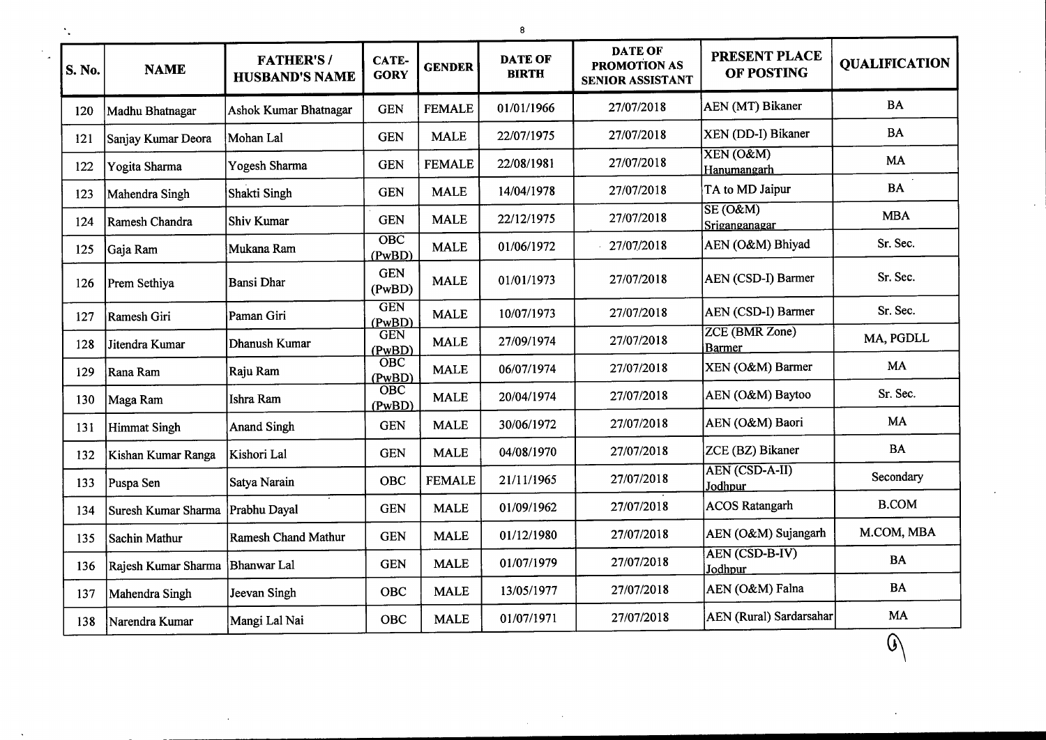| S. No. | NAME | FATHER'S / HUSBAND'S NAME | CATE-GORY | GENDER | DATE OF BIRTH | DATE OF PROMOTION AS SENIOR ASSISTANT | PRESENT PLACE OF POSTING | QUALIFICATION |
|---|---|---|---|---|---|---|---|---|
| 120 | Madhu Bhatnagar | Ashok Kumar Bhatnagar | GEN | FEMALE | 01/01/1966 | 27/07/2018 | AEN (MT) Bikaner | BA |
| 121 | Sanjay Kumar Deora | Mohan Lal | GEN | MALE | 22/07/1975 | 27/07/2018 | XEN (DD-I) Bikaner | BA |
| 122 | Yogita Sharma | Yogesh Sharma | GEN | FEMALE | 22/08/1981 | 27/07/2018 | XEN (O&M) Hanumangarh | MA |
| 123 | Mahendra Singh | Shakti Singh | GEN | MALE | 14/04/1978 | 27/07/2018 | TA to MD Jaipur | BA |
| 124 | Ramesh Chandra | Shiv Kumar | GEN | MALE | 22/12/1975 | 27/07/2018 | SE (O&M) Sriganganagar | MBA |
| 125 | Gaja Ram | Mukana Ram | OBC (PwBD) | MALE | 01/06/1972 | 27/07/2018 | AEN (O&M) Bhiyad | Sr. Sec. |
| 126 | Prem Sethiya | Bansi Dhar | GEN (PwBD) | MALE | 01/01/1973 | 27/07/2018 | AEN (CSD-I) Barmer | Sr. Sec. |
| 127 | Ramesh Giri | Paman Giri | GEN (PwBD) | MALE | 10/07/1973 | 27/07/2018 | AEN (CSD-I) Barmer | Sr. Sec. |
| 128 | Jitendra Kumar | Dhanush Kumar | GEN (PwBD) | MALE | 27/09/1974 | 27/07/2018 | ZCE (BMR Zone) Barmer | MA, PGDLL |
| 129 | Rana Ram | Raju Ram | OBC (PwBD) | MALE | 06/07/1974 | 27/07/2018 | XEN (O&M) Barmer | MA |
| 130 | Maga Ram | Ishra Ram | OBC (PwBD) | MALE | 20/04/1974 | 27/07/2018 | AEN (O&M) Baytoo | Sr. Sec. |
| 131 | Himmat Singh | Anand Singh | GEN | MALE | 30/06/1972 | 27/07/2018 | AEN (O&M) Baori | MA |
| 132 | Kishan Kumar Ranga | Kishori Lal | GEN | MALE | 04/08/1970 | 27/07/2018 | ZCE (BZ) Bikaner | BA |
| 133 | Puspa Sen | Satya Narain | OBC | FEMALE | 21/11/1965 | 27/07/2018 | AEN (CSD-A-II) Jodhpur | Secondary |
| 134 | Suresh Kumar Sharma | Prabhu Dayal | GEN | MALE | 01/09/1962 | 27/07/2018 | ACOS Ratangarh | B.COM |
| 135 | Sachin Mathur | Ramesh Chand Mathur | GEN | MALE | 01/12/1980 | 27/07/2018 | AEN (O&M) Sujangarh | M.COM, MBA |
| 136 | Rajesh Kumar Sharma | Bhanwar Lal | GEN | MALE | 01/07/1979 | 27/07/2018 | AEN (CSD-B-IV) Jodhpur | BA |
| 137 | Mahendra Singh | Jeevan Singh | OBC | MALE | 13/05/1977 | 27/07/2018 | AEN (O&M) Falna | BA |
| 138 | Narendra Kumar | Mangi Lal Nai | OBC | MALE | 01/07/1971 | 27/07/2018 | AEN (Rural) Sardarsahar | MA |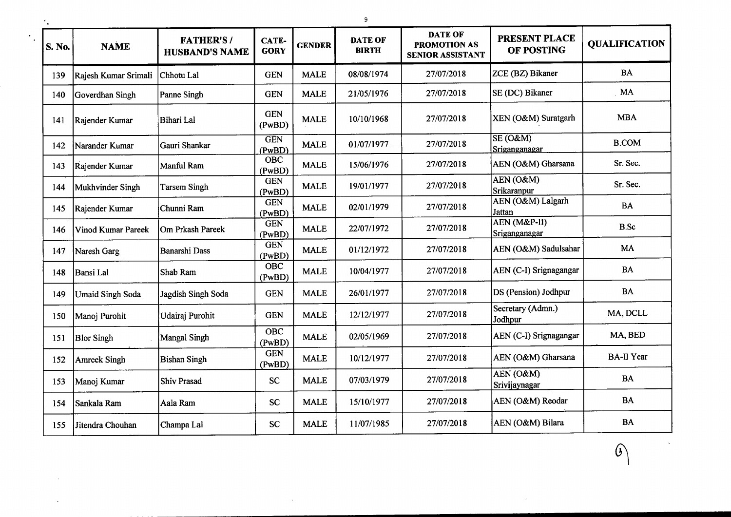| S. No. | NAME | FATHER'S / HUSBAND'S NAME | CATE-GORY | GENDER | DATE OF BIRTH | DATE OF PROMOTION AS SENIOR ASSISTANT | PRESENT PLACE OF POSTING | QUALIFICATION |
|---|---|---|---|---|---|---|---|---|
| 139 | Rajesh Kumar Srimali | Chhotu Lal | GEN | MALE | 08/08/1974 | 27/07/2018 | ZCE (BZ) Bikaner | BA |
| 140 | Goverdhan Singh | Panne Singh | GEN | MALE | 21/05/1976 | 27/07/2018 | SE (DC) Bikaner | MA |
| 141 | Rajender Kumar | Bihari Lal | GEN (PwBD) | MALE | 10/10/1968 | 27/07/2018 | XEN (O&M) Suratgarh | MBA |
| 142 | Narander Kumar | Gauri Shankar | GEN (PwBD) | MALE | 01/07/1977 | 27/07/2018 | SE (O&M) Sriganganagar | B.COM |
| 143 | Rajender Kumar | Manful Ram | OBC (PwBD) | MALE | 15/06/1976 | 27/07/2018 | AEN (O&M) Gharsana | Sr. Sec. |
| 144 | Mukhvinder Singh | Tarsem Singh | GEN (PwBD) | MALE | 19/01/1977 | 27/07/2018 | AEN (O&M) Srikaranpur | Sr. Sec. |
| 145 | Rajender Kumar | Chunni Ram | GEN (PwBD) | MALE | 02/01/1979 | 27/07/2018 | AEN (O&M) Lalgarh Jattan | BA |
| 146 | Vinod Kumar Pareek | Om Prkash Pareek | GEN (PwBD) | MALE | 22/07/1972 | 27/07/2018 | AEN (M&P-II) Sriganganagar | B.Sc |
| 147 | Naresh Garg | Banarshi Dass | GEN (PwBD) | MALE | 01/12/1972 | 27/07/2018 | AEN (O&M) Sadulsahar | MA |
| 148 | Bansi Lal | Shab Ram | OBC (PwBD) | MALE | 10/04/1977 | 27/07/2018 | AEN (C-I) Srignagangar | BA |
| 149 | Umaid Singh Soda | Jagdish Singh Soda | GEN | MALE | 26/01/1977 | 27/07/2018 | DS (Pension) Jodhpur | BA |
| 150 | Manoj Purohit | Udairaj Purohit | GEN | MALE | 12/12/1977 | 27/07/2018 | Secretary (Admn.) Jodhpur | MA, DCLL |
| 151 | Blor Singh | Mangal Singh | OBC (PwBD) | MALE | 02/05/1969 | 27/07/2018 | AEN (C-I) Srignagangar | MA, BED |
| 152 | Amreek Singh | Bishan Singh | GEN (PwBD) | MALE | 10/12/1977 | 27/07/2018 | AEN (O&M) Gharsana | BA-II Year |
| 153 | Manoj Kumar | Shiv Prasad | SC | MALE | 07/03/1979 | 27/07/2018 | AEN (O&M) Srivijaynagar | BA |
| 154 | Sankala Ram | Aala Ram | SC | MALE | 15/10/1977 | 27/07/2018 | AEN (O&M) Reodar | BA |
| 155 | Jitendra Chouhan | Champa Lal | SC | MALE | 11/07/1985 | 27/07/2018 | AEN (O&M) Bilara | BA |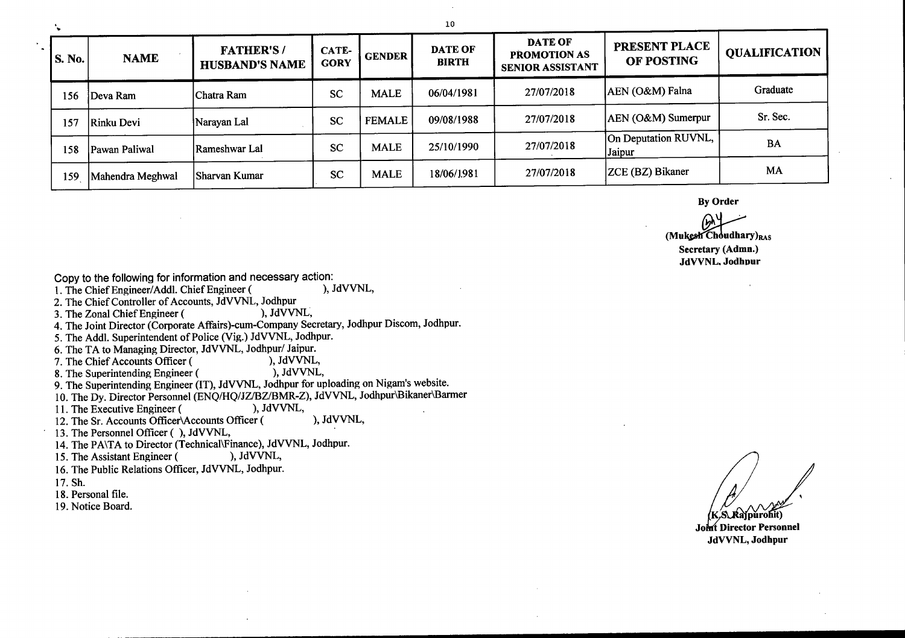| S. No. | NAME | FATHER'S / HUSBAND'S NAME | CATE-GORY | GENDER | DATE OF BIRTH | DATE OF PROMOTION AS SENIOR ASSISTANT | PRESENT PLACE OF POSTING | QUALIFICATION |
|---|---|---|---|---|---|---|---|---|
| 156 | Deva Ram | Chatra Ram | SC | MALE | 06/04/1981 | 27/07/2018 | AEN (O&M) Falna | Graduate |
| 157 | Rinku Devi | Narayan Lal | SC | FEMALE | 09/08/1988 | 27/07/2018 | AEN (O&M) Sumerpur | Sr. Sec. |
| 158 | Pawan Paliwal | Rameshwar Lal | SC | MALE | 25/10/1990 | 27/07/2018 | On Deputation RUVNL, Jaipur | BA |
| 159 | Mahendra Meghwal | Sharvan Kumar | SC | MALE | 18/06/1981 | 27/07/2018 | ZCE (BZ) Bikaner | MA |

**By Order**

**(Mukesh Choudhary)RAS**
**Secretary (Admn.)**
**JdVVNL, Jodhpur**

Copy to the following for information and necessary action:

1. The Chief Engineer/Addl. Chief Engineer ( ), JdVVNL,
2. The Chief Controller of Accounts, JdVVNL, Jodhpur
3. The Zonal Chief Engineer ( ), JdVVNL,
4. The Joint Director (Corporate Affairs)-cum-Company Secretary, Jodhpur Discom, Jodhpur.
5. The Addl. Superintendent of Police (Vig.) JdVVNL, Jodhpur.
6. The TA to Managing Director, JdVVNL, Jodhpur/ Jaipur.
7. The Chief Accounts Officer ( ), JdVVNL,
8. The Superintending Engineer ( ), JdVVNL,
9. The Superintending Engineer (IT), JdVVNL, Jodhpur for uploading on Nigam's website.
10. The Dy. Director Personnel (ENQ/HQ/JZ/BZ/BMR-Z), JdVVNL, Jodhpur\Bikaner\Barmer
11. The Executive Engineer ( ), JdVVNL,
12. The Sr. Accounts Officer\Accounts Officer ( ), JdVVNL,
13. The Personnel Officer ( ), JdVVNL,
14. The PA\TA to Director (Technical\Finance), JdVVNL, Jodhpur.
15. The Assistant Engineer ( ), JdVVNL,
16. The Public Relations Officer, JdVVNL, Jodhpur.
17. Sh.
18. Personal file.
19. Notice Board.

**(K.S. Rajpurohit)**
**Joint Director Personnel**
**JdVVNL, Jodhpur**